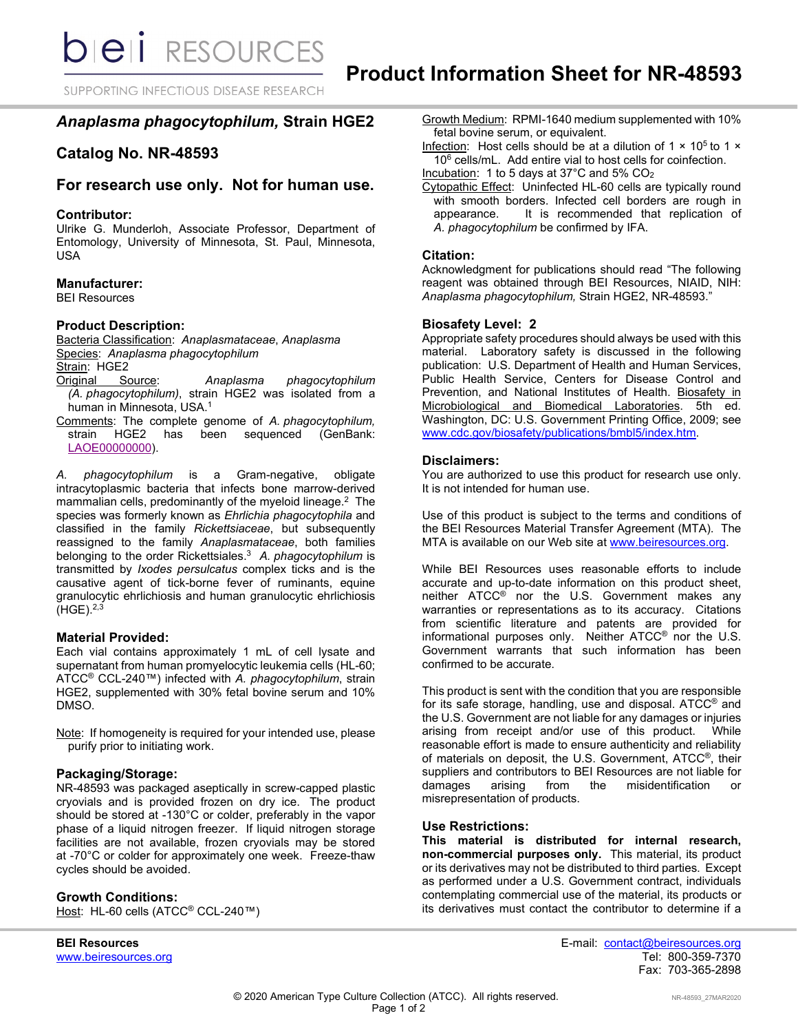# Product Information Sheet for NR-48593

## *Anaplasma phagocytophilum,* Strain HGE2

## Catalog No. NR-48593

## For research use only. Not for human use.

### Contributor:

Ulrike G. Munderloh, Associate Professor, Department of Entomology, University of Minnesota, St. Paul, Minnesota, USA

### Manufacturer:

BEI Resources

### Product Description:

Bacteria Classification: *Anaplasmataceae*, *Anaplasma*
Species: *Anaplasma phagocytophilum*
Strain: HGE2
Original Source: *Anaplasma phagocytophilum (A. phagocytophilum)*, strain HGE2 was isolated from a human in Minnesota, USA.[1]
Comments: The complete genome of *A. phagocytophilum,* strain HGE2 has been sequenced (GenBank: LAOE00000000).

*A. phagocytophilum* is a Gram-negative, obligate intracytoplasmic bacteria that infects bone marrow-derived mammalian cells, predominantly of the myeloid lineage.[2] The species was formerly known as *Ehrlichia phagocytophila* and classified in the family *Rickettsiaceae*, but subsequently reassigned to the family *Anaplasmataceae*, both families belonging to the order Rickettsiales.[3] *A. phagocytophilum* is transmitted by *Ixodes persulcatus* complex ticks and is the causative agent of tick-borne fever of ruminants, equine granulocytic ehrlichiosis and human granulocytic ehrlichiosis (HGE).[2,3]

### Material Provided:

Each vial contains approximately 1 mL of cell lysate and supernatant from human promyelocytic leukemia cells (HL-60; ATCC® CCL-240™) infected with *A. phagocytophilum*, strain HGE2, supplemented with 30% fetal bovine serum and 10% DMSO.

Note: If homogeneity is required for your intended use, please purify prior to initiating work.

### Packaging/Storage:

NR-48593 was packaged aseptically in screw-capped plastic cryovials and is provided frozen on dry ice. The product should be stored at -130°C or colder, preferably in the vapor phase of a liquid nitrogen freezer. If liquid nitrogen storage facilities are not available, frozen cryovials may be stored at -70°C or colder for approximately one week. Freeze-thaw cycles should be avoided.

### Growth Conditions:

Host: HL-60 cells (ATCC® CCL-240™)
Growth Medium: RPMI-1640 medium supplemented with 10% fetal bovine serum, or equivalent.
Infection: Host cells should be at a dilution of $1 \times 10^5$ to $1 \times 10^6$ cells/mL. Add entire vial to host cells for coinfection.
Incubation: 1 to 5 days at 37°C and 5% $CO_2$
Cytopathic Effect: Uninfected HL-60 cells are typically round with smooth borders. Infected cell borders are rough in appearance. It is recommended that replication of *A. phagocytophilum* be confirmed by IFA.

### Citation:

Acknowledgment for publications should read "The following reagent was obtained through BEI Resources, NIAID, NIH: *Anaplasma phagocytophilum,* Strain HGE2, NR-48593."

### Biosafety Level: 2

Appropriate safety procedures should always be used with this material. Laboratory safety is discussed in the following publication: U.S. Department of Health and Human Services, Public Health Service, Centers for Disease Control and Prevention, and National Institutes of Health. Biosafety in Microbiological and Biomedical Laboratories. 5th ed. Washington, DC: U.S. Government Printing Office, 2009; see www.cdc.gov/biosafety/publications/bmbl5/index.htm.

### Disclaimers:

You are authorized to use this product for research use only. It is not intended for human use.

Use of this product is subject to the terms and conditions of the BEI Resources Material Transfer Agreement (MTA). The MTA is available on our Web site at www.beiresources.org.

While BEI Resources uses reasonable efforts to include accurate and up-to-date information on this product sheet, neither ATCC® nor the U.S. Government makes any warranties or representations as to its accuracy. Citations from scientific literature and patents are provided for informational purposes only. Neither ATCC® nor the U.S. Government warrants that such information has been confirmed to be accurate.

This product is sent with the condition that you are responsible for its safe storage, handling, use and disposal. ATCC® and the U.S. Government are not liable for any damages or injuries arising from receipt and/or use of this product. While reasonable effort is made to ensure authenticity and reliability of materials on deposit, the U.S. Government, ATCC®, their suppliers and contributors to BEI Resources are not liable for damages arising from the misidentification or misrepresentation of products.

### Use Restrictions:

**This material is distributed for internal research, non-commercial purposes only.** This material, its product or its derivatives may not be distributed to third parties. Except as performed under a U.S. Government contract, individuals contemplating commercial use of the material, its products or its derivatives must contact the contributor to determine if a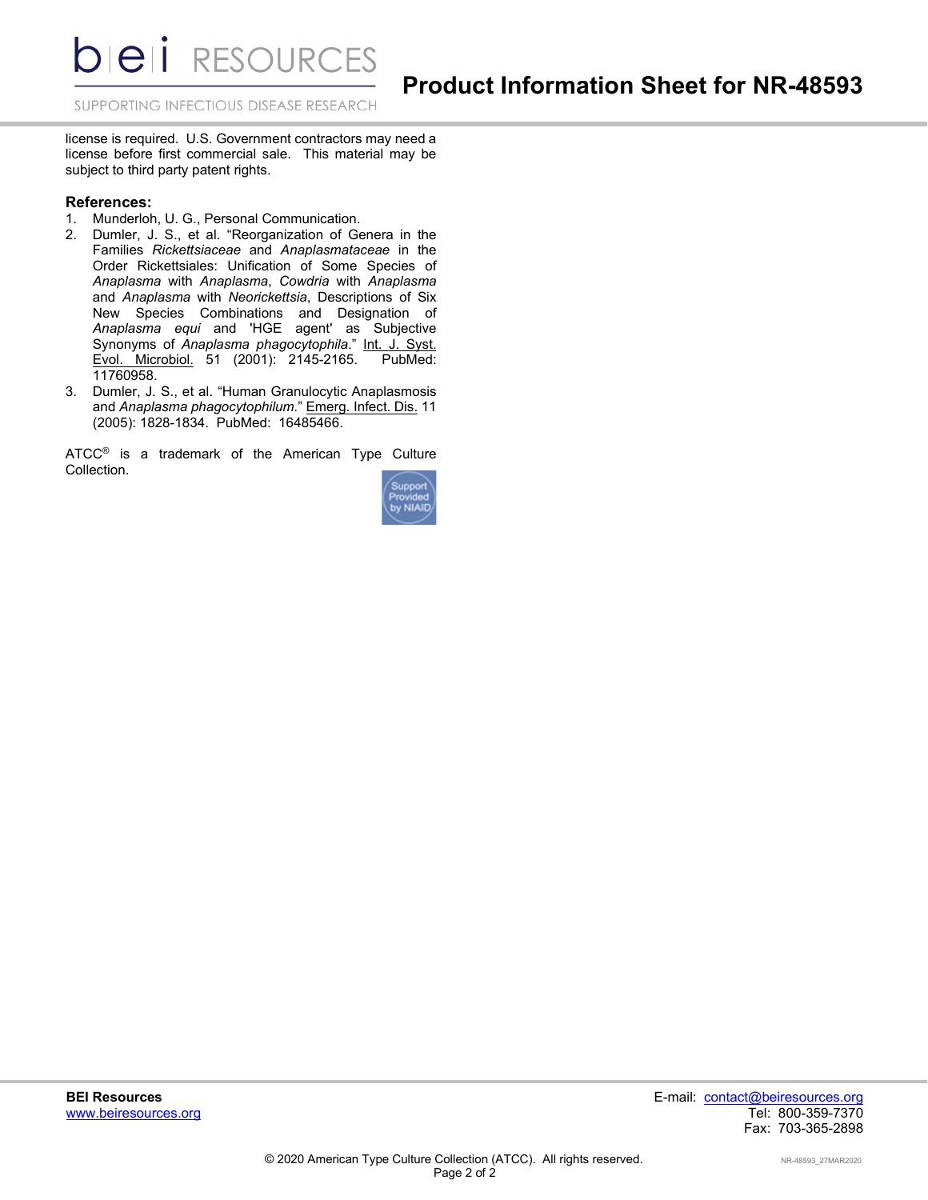license is required. U.S. Government contractors may need a license before first commercial sale. This material may be subject to third party patent rights.

**References:**

1. Munderloh, U. G., Personal Communication.
2. Dumler, J. S., et al. "Reorganization of Genera in the Families *Rickettsiaceae* and *Anaplasmataceae* in the Order Rickettsiales: Unification of Some Species of *Anaplasma* with *Anaplasma*, *Cowdria* with *Anaplasma* and *Anaplasma* with *Neorickettsia*, Descriptions of Six New Species Combinations and Designation of *Anaplasma equi* and 'HGE agent' as Subjective Synonyms of *Anaplasma phagocytophila*." Int. J. Syst. Evol. Microbiol. 51 (2001): 2145-2165. PubMed: 11760958.
3. Dumler, J. S., et al. "Human Granulocytic Anaplasmosis and *Anaplasma phagocytophilum*." Emerg. Infect. Dis. 11 (2005): 1828-1834. PubMed: 16485466.

ATCC® is a trademark of the American Type Culture Collection.

Support Provided by NIAID

**BEI Resources**
www.beiresources.org

E-mail: contact@beiresources.org
Tel: 800-359-7370
Fax: 703-365-2898

© 2020 American Type Culture Collection (ATCC). All rights reserved.

NR-48593_27MAR2020